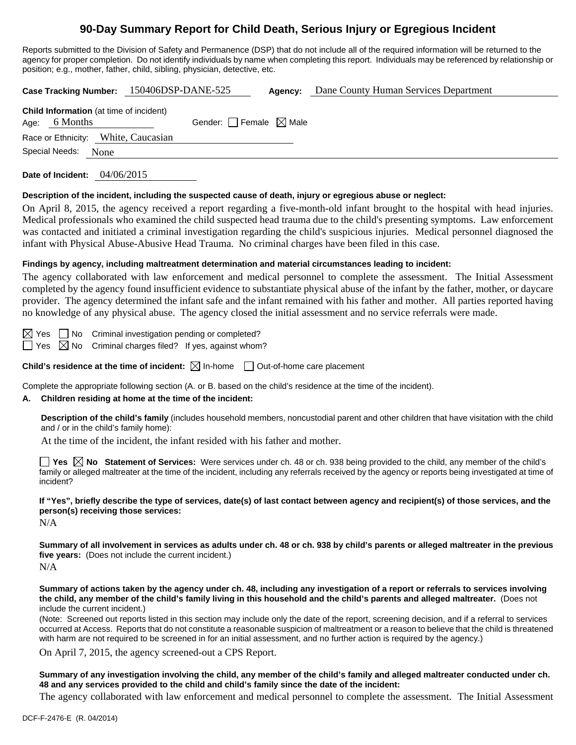# 90-Day Summary Report for Child Death, Serious Injury or Egregious Incident

Reports submitted to the Division of Safety and Permanence (DSP) that do not include all of the required information will be returned to the agency for proper completion. Do not identify individuals by name when completing this report. Individuals may be referenced by relationship or position; e.g., mother, father, child, sibling, physician, detective, etc.

**Case Tracking Number:** 150406DSP-DANE-525 **Agency:** Dane County Human Services Department

**Child Information** (at time of incident)
Age: 6 Months Gender: ☐ Female ☒ Male
Race or Ethnicity: White, Caucasian
Special Needs: None

**Date of Incident:** 04/06/2015

**Description of the incident, including the suspected cause of death, injury or egregious abuse or neglect:**

On April 8, 2015, the agency received a report regarding a five-month-old infant brought to the hospital with head injuries. Medical professionals who examined the child suspected head trauma due to the child's presenting symptoms. Law enforcement was contacted and initiated a criminal investigation regarding the child's suspicious injuries. Medical personnel diagnosed the infant with Physical Abuse-Abusive Head Trauma. No criminal charges have been filed in this case.

**Findings by agency, including maltreatment determination and material circumstances leading to incident:**

The agency collaborated with law enforcement and medical personnel to complete the assessment. The Initial Assessment completed by the agency found insufficient evidence to substantiate physical abuse of the infant by the father, mother, or daycare provider. The agency determined the infant safe and the infant remained with his father and mother. All parties reported having no knowledge of any physical abuse. The agency closed the initial assessment and no service referrals were made.

☒ Yes ☐ No Criminal investigation pending or completed?
☐ Yes ☒ No Criminal charges filed? If yes, against whom?

**Child's residence at the time of incident:** ☒ In-home ☐ Out-of-home care placement

Complete the appropriate following section (A. or B. based on the child's residence at the time of the incident).

**A. Children residing at home at the time of the incident:**

**Description of the child's family** (includes household members, noncustodial parent and other children that have visitation with the child and / or in the child's family home):

At the time of the incident, the infant resided with his father and mother.

☐ **Yes** ☒ **No** **Statement of Services:** Were services under ch. 48 or ch. 938 being provided to the child, any member of the child's family or alleged maltreater at the time of the incident, including any referrals received by the agency or reports being investigated at time of incident?

**If "Yes", briefly describe the type of services, date(s) of last contact between agency and recipient(s) of those services, and the person(s) receiving those services:**

N/A

**Summary of all involvement in services as adults under ch. 48 or ch. 938 by child's parents or alleged maltreater in the previous five years:** (Does not include the current incident.)

N/A

**Summary of actions taken by the agency under ch. 48, including any investigation of a report or referrals to services involving the child, any member of the child's family living in this household and the child's parents and alleged maltreater.** (Does not include the current incident.)

(Note: Screened out reports listed in this section may include only the date of the report, screening decision, and if a referral to services occurred at Access. Reports that do not constitute a reasonable suspicion of maltreatment or a reason to believe that the child is threatened with harm are not required to be screened in for an initial assessment, and no further action is required by the agency.)

On April 7, 2015, the agency screened-out a CPS Report.

**Summary of any investigation involving the child, any member of the child's family and alleged maltreater conducted under ch. 48 and any services provided to the child and child's family since the date of the incident:**

The agency collaborated with law enforcement and medical personnel to complete the assessment. The Initial Assessment

DCF-F-2476-E (R. 04/2014)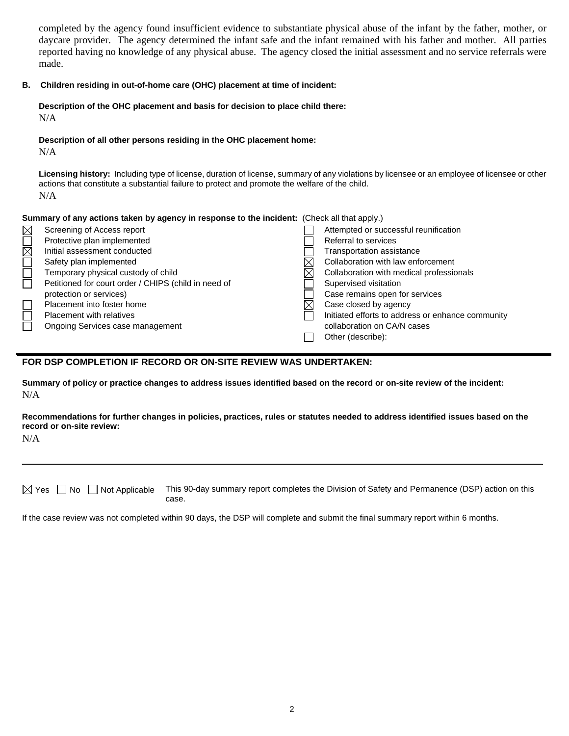completed by the agency found insufficient evidence to substantiate physical abuse of the infant by the father, mother, or daycare provider. The agency determined the infant safe and the infant remained with his father and mother. All parties reported having no knowledge of any physical abuse. The agency closed the initial assessment and no service referrals were made.

**B. Children residing in out-of-home care (OHC) placement at time of incident:**

**Description of the OHC placement and basis for decision to place child there:**
N/A

**Description of all other persons residing in the OHC placement home:**
N/A

**Licensing history:** Including type of license, duration of license, summary of any violations by licensee or an employee of licensee or other actions that constitute a substantial failure to protect and promote the welfare of the child.
N/A

**Summary of any actions taken by agency in response to the incident:** (Check all that apply.)

- ☒ Screening of Access report
- ☐ Protective plan implemented
- ☒ Initial assessment conducted
- ☐ Safety plan implemented
- ☐ Temporary physical custody of child
- ☐ Petitioned for court order / CHIPS (child in need of protection or services)
- ☐ Placement into foster home
- ☐ Placement with relatives
- ☐ Ongoing Services case management
- ☐ Attempted or successful reunification
- ☐ Referral to services
- ☐ Transportation assistance
- ☒ Collaboration with law enforcement
- ☒ Collaboration with medical professionals
- ☐ Supervised visitation
- ☐ Case remains open for services
- ☒ Case closed by agency
- ☐ Initiated efforts to address or enhance community collaboration on CA/N cases
- ☐ Other (describe):

## FOR DSP COMPLETION IF RECORD OR ON-SITE REVIEW WAS UNDERTAKEN:

**Summary of policy or practice changes to address issues identified based on the record or on-site review of the incident:**
N/A

**Recommendations for further changes in policies, practices, rules or statutes needed to address identified issues based on the record or on-site review:**
N/A

---

☒ Yes ☐ No ☐ Not Applicable This 90-day summary report completes the Division of Safety and Permanence (DSP) action on this case.

If the case review was not completed within 90 days, the DSP will complete and submit the final summary report within 6 months.